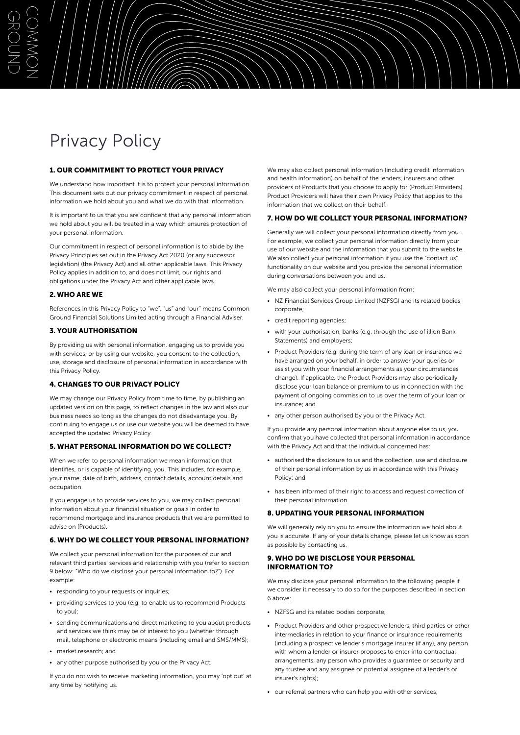# Privacy Policy

## 1. OUR COMMITMENT TO PROTECT YOUR PRIVACY

We understand how important it is to protect your personal information. This document sets out our privacy commitment in respect of personal information we hold about you and what we do with that information.

It is important to us that you are confident that any personal information we hold about you will be treated in a way which ensures protection of your personal information.

Our commitment in respect of personal information is to abide by the Privacy Principles set out in the Privacy Act 2020 (or any successor legislation) (the Privacy Act) and all other applicable laws. This Privacy Policy applies in addition to, and does not limit, our rights and obligations under the Privacy Act and other applicable laws.

## 2. WHO ARE WE

References in this Privacy Policy to "we", "us" and "our" means Common Ground Financial Solutions Limited acting through a Financial Adviser.

## 3. YOUR AUTHORISATION

By providing us with personal information, engaging us to provide you with services, or by using our website, you consent to the collection, use, storage and disclosure of personal information in accordance with this Privacy Policy.

## 4. CHANGES TO OUR PRIVACY POLICY

We may change our Privacy Policy from time to time, by publishing an updated version on this page, to reflect changes in the law and also our business needs so long as the changes do not disadvantage you. By continuing to engage us or use our website you will be deemed to have accepted the updated Privacy Policy.

## 5. WHAT PERSONAL INFORMATION DO WE COLLECT?

When we refer to personal information we mean information that identifies, or is capable of identifying, you. This includes, for example, your name, date of birth, address, contact details, account details and occupation.

If you engage us to provide services to you, we may collect personal information about your financial situation or goals in order to recommend mortgage and insurance products that we are permitted to advise on (Products).

## 6. WHY DO WE COLLECT YOUR PERSONAL INFORMATION?

We collect your personal information for the purposes of our and relevant third parties' services and relationship with you (refer to section 9 below: "Who do we disclose your personal information to?"). For example:

- responding to your requests or inquiries;
- providing services to you (e.g. to enable us to recommend Products to you);
- sending communications and direct marketing to you about products and services we think may be of interest to you (whether through mail, telephone or electronic means (including email and SMS/MMS);
- market research; and
- any other purpose authorised by you or the Privacy Act.

If you do not wish to receive marketing information, you may 'opt out' at any time by notifying us.

We may also collect personal information (including credit information and health information) on behalf of the lenders, insurers and other providers of Products that you choose to apply for (Product Providers). Product Providers will have their own Privacy Policy that applies to the information that we collect on their behalf.

## 7. HOW DO WE COLLECT YOUR PERSONAL INFORMATION?

Generally we will collect your personal information directly from you. For example, we collect your personal information directly from your use of our website and the information that you submit to the website. We also collect your personal information if you use the "contact us" functionality on our website and you provide the personal information during conversations between you and us.

We may also collect your personal information from:

- NZ Financial Services Group Limited (NZFSG) and its related bodies corporate;
- credit reporting agencies;
- with your authorisation, banks (e.g. through the use of illion Bank Statements) and employers;
- Product Providers (e.g. during the term of any loan or insurance we have arranged on your behalf, in order to answer your queries or assist you with your financial arrangements as your circumstances change). If applicable, the Product Providers may also periodically disclose your loan balance or premium to us in connection with the payment of ongoing commission to us over the term of your loan or insurance; and
- any other person authorised by you or the Privacy Act.

If you provide any personal information about anyone else to us, you confirm that you have collected that personal information in accordance with the Privacy Act and that the individual concerned has:

- authorised the disclosure to us and the collection, use and disclosure of their personal information by us in accordance with this Privacy Policy; and
- has been informed of their right to access and request correction of their personal information.

## 8. UPDATING YOUR PERSONAL INFORMATION

We will generally rely on you to ensure the information we hold about you is accurate. If any of your details change, please let us know as soon as possible by contacting us.

## 9. WHO DO WE DISCLOSE YOUR PERSONAL INFORMATION TO?

We may disclose your personal information to the following people if we consider it necessary to do so for the purposes described in section 6 above:

- NZFSG and its related bodies corporate;
- Product Providers and other prospective lenders, third parties or other intermediaries in relation to your finance or insurance requirements (including a prospective lender's mortgage insurer (if any), any person with whom a lender or insurer proposes to enter into contractual arrangements, any person who provides a guarantee or security and any trustee and any assignee or potential assignee of a lender's or insurer's rights);
- our referral partners who can help you with other services;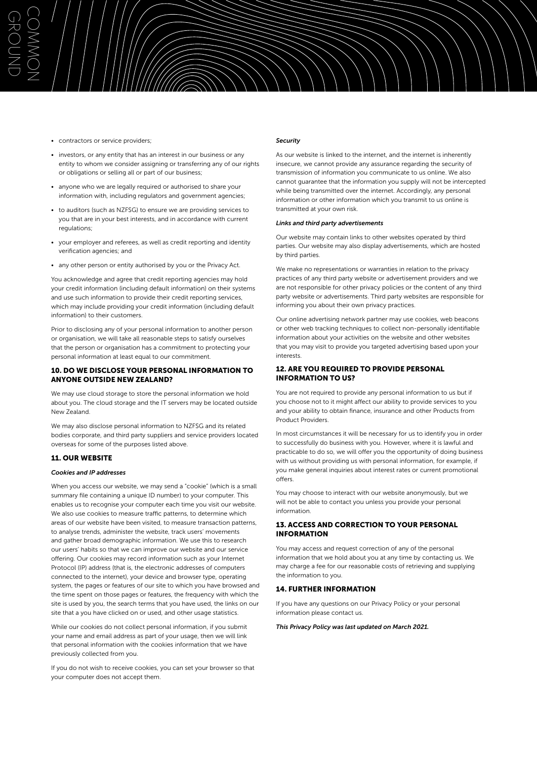- contractors or service providers;
- investors, or any entity that has an interest in our business or any entity to whom we consider assigning or transferring any of our rights or obligations or selling all or part of our business;
- anyone who we are legally required or authorised to share your information with, including regulators and government agencies;
- to auditors (such as NZFSG) to ensure we are providing services to you that are in your best interests, and in accordance with current regulations;
- your employer and referees, as well as credit reporting and identity verification agencies; and
- any other person or entity authorised by you or the Privacy Act.

You acknowledge and agree that credit reporting agencies may hold your credit information (including default information) on their systems and use such information to provide their credit reporting services, which may include providing your credit information (including default information) to their customers.

Prior to disclosing any of your personal information to another person or organisation, we will take all reasonable steps to satisfy ourselves that the person or organisation has a commitment to protecting your personal information at least equal to our commitment.

## 10. DO WE DISCLOSE YOUR PERSONAL INFORMATION TO ANYONE OUTSIDE NEW ZEALAND?

We may use cloud storage to store the personal information we hold about you. The cloud storage and the IT servers may be located outside New Zealand.

We may also disclose personal information to NZFSG and its related bodies corporate, and third party suppliers and service providers located overseas for some of the purposes listed above.

## 11. OUR WEBSITE

***Cookies and IP addresses***

When you access our website, we may send a "cookie" (which is a small summary file containing a unique ID number) to your computer. This enables us to recognise your computer each time you visit our website. We also use cookies to measure traffic patterns, to determine which areas of our website have been visited, to measure transaction patterns, to analyse trends, administer the website, track users' movements and gather broad demographic information. We use this to research our users' habits so that we can improve our website and our service offering. Our cookies may record information such as your Internet Protocol (IP) address (that is, the electronic addresses of computers connected to the internet), your device and browser type, operating system, the pages or features of our site to which you have browsed and the time spent on those pages or features, the frequency with which the site is used by you, the search terms that you have used, the links on our site that a you have clicked on or used, and other usage statistics.

While our cookies do not collect personal information, if you submit your name and email address as part of your usage, then we will link that personal information with the cookies information that we have previously collected from you.

If you do not wish to receive cookies, you can set your browser so that your computer does not accept them.

***Security***

As our website is linked to the internet, and the internet is inherently insecure, we cannot provide any assurance regarding the security of transmission of information you communicate to us online. We also cannot guarantee that the information you supply will not be intercepted while being transmitted over the internet. Accordingly, any personal information or other information which you transmit to us online is transmitted at your own risk.

***Links and third party advertisements***

Our website may contain links to other websites operated by third parties. Our website may also display advertisements, which are hosted by third parties.

We make no representations or warranties in relation to the privacy practices of any third party website or advertisement providers and we are not responsible for other privacy policies or the content of any third party website or advertisements. Third party websites are responsible for informing you about their own privacy practices.

Our online advertising network partner may use cookies, web beacons or other web tracking techniques to collect non-personally identifiable information about your activities on the website and other websites that you may visit to provide you targeted advertising based upon your interests.

## 12. ARE YOU REQUIRED TO PROVIDE PERSONAL INFORMATION TO US?

You are not required to provide any personal information to us but if you choose not to it might affect our ability to provide services to you and your ability to obtain finance, insurance and other Products from Product Providers.

In most circumstances it will be necessary for us to identify you in order to successfully do business with you. However, where it is lawful and practicable to do so, we will offer you the opportunity of doing business with us without providing us with personal information, for example, if you make general inquiries about interest rates or current promotional offers.

You may choose to interact with our website anonymously, but we will not be able to contact you unless you provide your personal information.

## 13. ACCESS AND CORRECTION TO YOUR PERSONAL INFORMATION

You may access and request correction of any of the personal information that we hold about you at any time by contacting us. We may charge a fee for our reasonable costs of retrieving and supplying the information to you.

## 14. FURTHER INFORMATION

If you have any questions on our Privacy Policy or your personal information please contact us.

***This Privacy Policy was last updated on March 2021.***